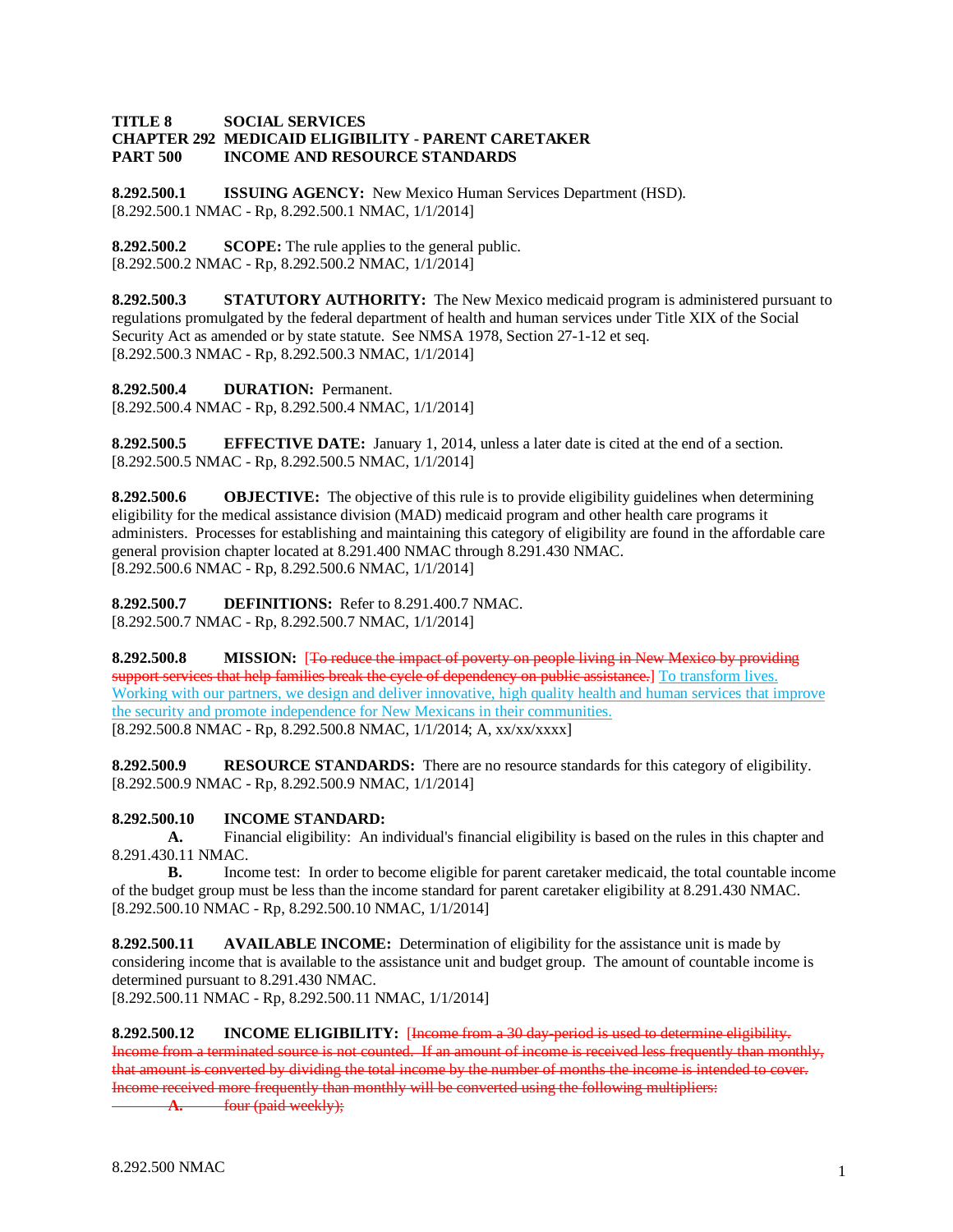**TITLE 8 SOCIAL SERVICES**
**CHAPTER 292 MEDICAID ELIGIBILITY - PARENT CARETAKER**
**PART 500 INCOME AND RESOURCE STANDARDS**

**8.292.500.1 ISSUING AGENCY:** New Mexico Human Services Department (HSD).
[8.292.500.1 NMAC - Rp, 8.292.500.1 NMAC, 1/1/2014]

**8.292.500.2 SCOPE:** The rule applies to the general public.
[8.292.500.2 NMAC - Rp, 8.292.500.2 NMAC, 1/1/2014]

**8.292.500.3 STATUTORY AUTHORITY:** The New Mexico medicaid program is administered pursuant to regulations promulgated by the federal department of health and human services under Title XIX of the Social Security Act as amended or by state statute. See NMSA 1978, Section 27-1-12 et seq.
[8.292.500.3 NMAC - Rp, 8.292.500.3 NMAC, 1/1/2014]

**8.292.500.4 DURATION:** Permanent.
[8.292.500.4 NMAC - Rp, 8.292.500.4 NMAC, 1/1/2014]

**8.292.500.5 EFFECTIVE DATE:** January 1, 2014, unless a later date is cited at the end of a section.
[8.292.500.5 NMAC - Rp, 8.292.500.5 NMAC, 1/1/2014]

**8.292.500.6 OBJECTIVE:** The objective of this rule is to provide eligibility guidelines when determining eligibility for the medical assistance division (MAD) medicaid program and other health care programs it administers. Processes for establishing and maintaining this category of eligibility are found in the affordable care general provision chapter located at 8.291.400 NMAC through 8.291.430 NMAC.
[8.292.500.6 NMAC - Rp, 8.292.500.6 NMAC, 1/1/2014]

**8.292.500.7 DEFINITIONS:** Refer to 8.291.400.7 NMAC.
[8.292.500.7 NMAC - Rp, 8.292.500.7 NMAC, 1/1/2014]

**8.292.500.8 MISSION:** [~~To reduce the impact of poverty on people living in New Mexico by providing support services that help families break the cycle of dependency on public assistance.~~] <u>To transform lives. Working with our partners, we design and deliver innovative, high quality health and human services that improve the security and promote independence for New Mexicans in their communities.</u>
[8.292.500.8 NMAC - Rp, 8.292.500.8 NMAC, 1/1/2014; A, xx/xx/xxxx]

**8.292.500.9 RESOURCE STANDARDS:** There are no resource standards for this category of eligibility.
[8.292.500.9 NMAC - Rp, 8.292.500.9 NMAC, 1/1/2014]

**8.292.500.10 INCOME STANDARD:**

**A.** Financial eligibility: An individual's financial eligibility is based on the rules in this chapter and 8.291.430.11 NMAC.

**B.** Income test: In order to become eligible for parent caretaker medicaid, the total countable income of the budget group must be less than the income standard for parent caretaker eligibility at 8.291.430 NMAC.
[8.292.500.10 NMAC - Rp, 8.292.500.10 NMAC, 1/1/2014]

**8.292.500.11 AVAILABLE INCOME:** Determination of eligibility for the assistance unit is made by considering income that is available to the assistance unit and budget group. The amount of countable income is determined pursuant to 8.291.430 NMAC.
[8.292.500.11 NMAC - Rp, 8.292.500.11 NMAC, 1/1/2014]

**8.292.500.12 INCOME ELIGIBILITY:** [~~Income from a 30 day-period is used to determine eligibility. Income from a terminated source is not counted. If an amount of income is received less frequently than monthly, that amount is converted by dividing the total income by the number of months the income is intended to cover. Income received more frequently than monthly will be converted using the following multipliers:~~

~~**A.** four (paid weekly);~~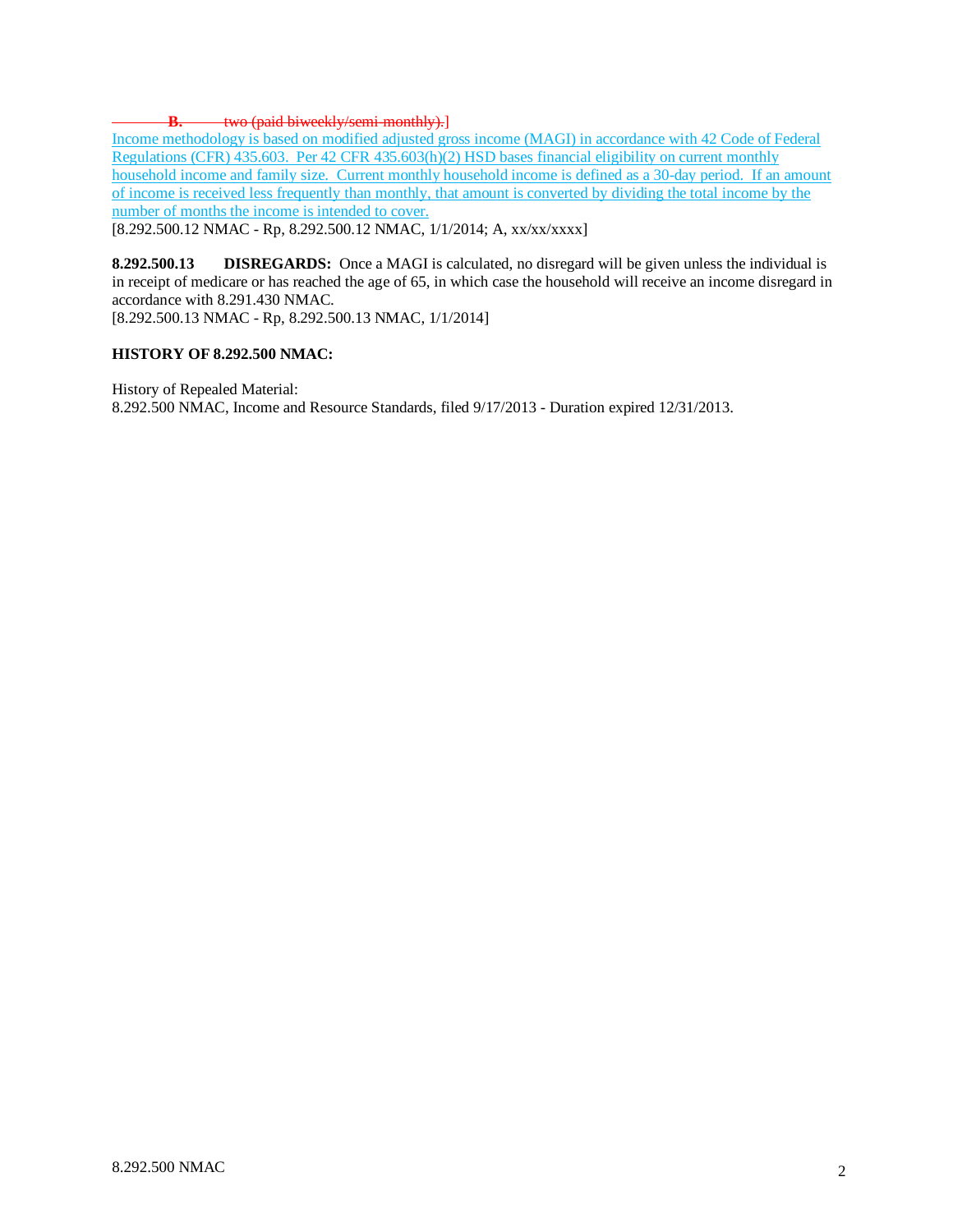~~**B.** two (paid biweekly/semi-monthly).~~]

<u>Income methodology is based on modified adjusted gross income (MAGI) in accordance with 42 Code of Federal Regulations (CFR) 435.603. Per 42 CFR 435.603(h)(2) HSD bases financial eligibility on current monthly household income and family size. Current monthly household income is defined as a 30-day period. If an amount of income is received less frequently than monthly, that amount is converted by dividing the total income by the number of months the income is intended to cover.</u>

[8.292.500.12 NMAC - Rp, 8.292.500.12 NMAC, 1/1/2014; A, xx/xx/xxxx]

**8.292.500.13 DISREGARDS:** Once a MAGI is calculated, no disregard will be given unless the individual is in receipt of medicare or has reached the age of 65, in which case the household will receive an income disregard in accordance with 8.291.430 NMAC.

[8.292.500.13 NMAC - Rp, 8.292.500.13 NMAC, 1/1/2014]

**HISTORY OF 8.292.500 NMAC:**

History of Repealed Material:

8.292.500 NMAC, Income and Resource Standards, filed 9/17/2013 - Duration expired 12/31/2013.